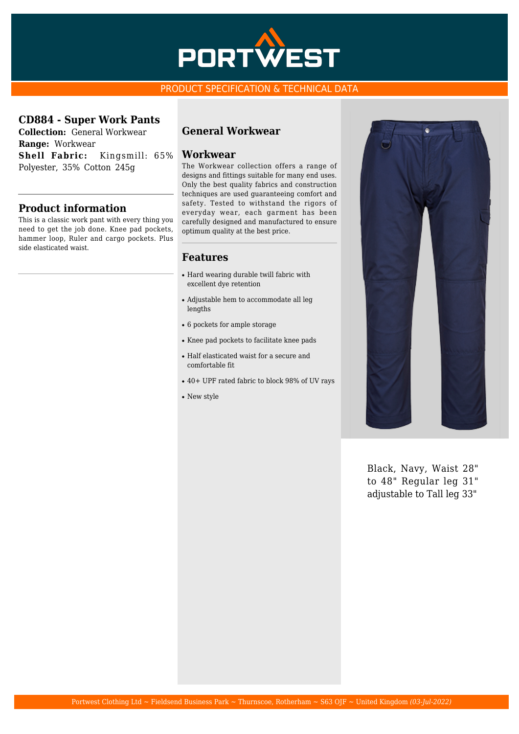PORTWEST

PRODUCT SPECIFICATION & TECHNICAL DATA

## CD884 - Super Work Pants

**Collection:** General Workwear
**Range:** Workwear
**Shell Fabric:** Kingsmill: 65% Polyester, 35% Cotton 245g

## Product information

This is a classic work pant with every thing you need to get the job done. Knee pad pockets, hammer loop, Ruler and cargo pockets. Plus side elasticated waist.

## General Workwear

### Workwear

The Workwear collection offers a range of designs and fittings suitable for many end uses. Only the best quality fabrics and construction techniques are used guaranteeing comfort and safety. Tested to withstand the rigors of everyday wear, each garment has been carefully designed and manufactured to ensure optimum quality at the best price.

### Features

- Hard wearing durable twill fabric with excellent dye retention
- Adjustable hem to accommodate all leg lengths
- 6 pockets for ample storage
- Knee pad pockets to facilitate knee pads
- Half elasticated waist for a secure and comfortable fit
- 40+ UPF rated fabric to block 98% of UV rays
- New style

Black, Navy, Waist 28" to 48" Regular leg 31" adjustable to Tall leg 33"

Portwest Clothing Ltd ~ Fieldsend Business Park ~ Thurnscoe, Rotherham ~ S63 0JF ~ United Kingdom *(03-Jul-2022)*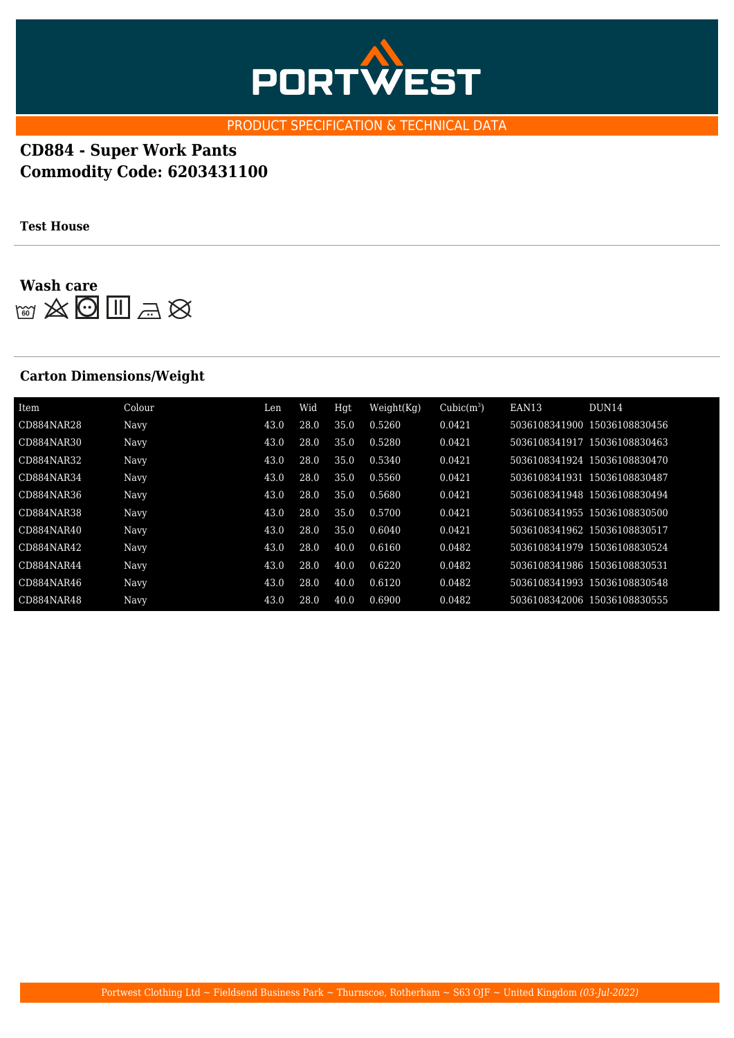PORTWEST

PRODUCT SPECIFICATION & TECHNICAL DATA

## CD884 - Super Work Pants
## Commodity Code: 6203431100

### Test House

### Wash care

### Carton Dimensions/Weight

| Item | Colour | Len | Wid | Hgt | Weight(Kg) | Cubic($m^3$) | EAN13 | DUN14 |
|---|---|---|---|---|---|---|---|---|
| CD884NAR28 | Navy | 43.0 | 28.0 | 35.0 | 0.5260 | 0.0421 | 5036108341900 | 15036108830456 |
| CD884NAR30 | Navy | 43.0 | 28.0 | 35.0 | 0.5280 | 0.0421 | 5036108341917 | 15036108830463 |
| CD884NAR32 | Navy | 43.0 | 28.0 | 35.0 | 0.5340 | 0.0421 | 5036108341924 | 15036108830470 |
| CD884NAR34 | Navy | 43.0 | 28.0 | 35.0 | 0.5560 | 0.0421 | 5036108341931 | 15036108830487 |
| CD884NAR36 | Navy | 43.0 | 28.0 | 35.0 | 0.5680 | 0.0421 | 5036108341948 | 15036108830494 |
| CD884NAR38 | Navy | 43.0 | 28.0 | 35.0 | 0.5700 | 0.0421 | 5036108341955 | 15036108830500 |
| CD884NAR40 | Navy | 43.0 | 28.0 | 35.0 | 0.6040 | 0.0421 | 5036108341962 | 15036108830517 |
| CD884NAR42 | Navy | 43.0 | 28.0 | 40.0 | 0.6160 | 0.0482 | 5036108341979 | 15036108830524 |
| CD884NAR44 | Navy | 43.0 | 28.0 | 40.0 | 0.6220 | 0.0482 | 5036108341986 | 15036108830531 |
| CD884NAR46 | Navy | 43.0 | 28.0 | 40.0 | 0.6120 | 0.0482 | 5036108341993 | 15036108830548 |
| CD884NAR48 | Navy | 43.0 | 28.0 | 40.0 | 0.6900 | 0.0482 | 5036108342006 | 15036108830555 |

Portwest Clothing Ltd ~ Fieldsend Business Park ~ Thurnscoe, Rotherham ~ S63 OJF ~ United Kingdom *(03-Jul-2022)*